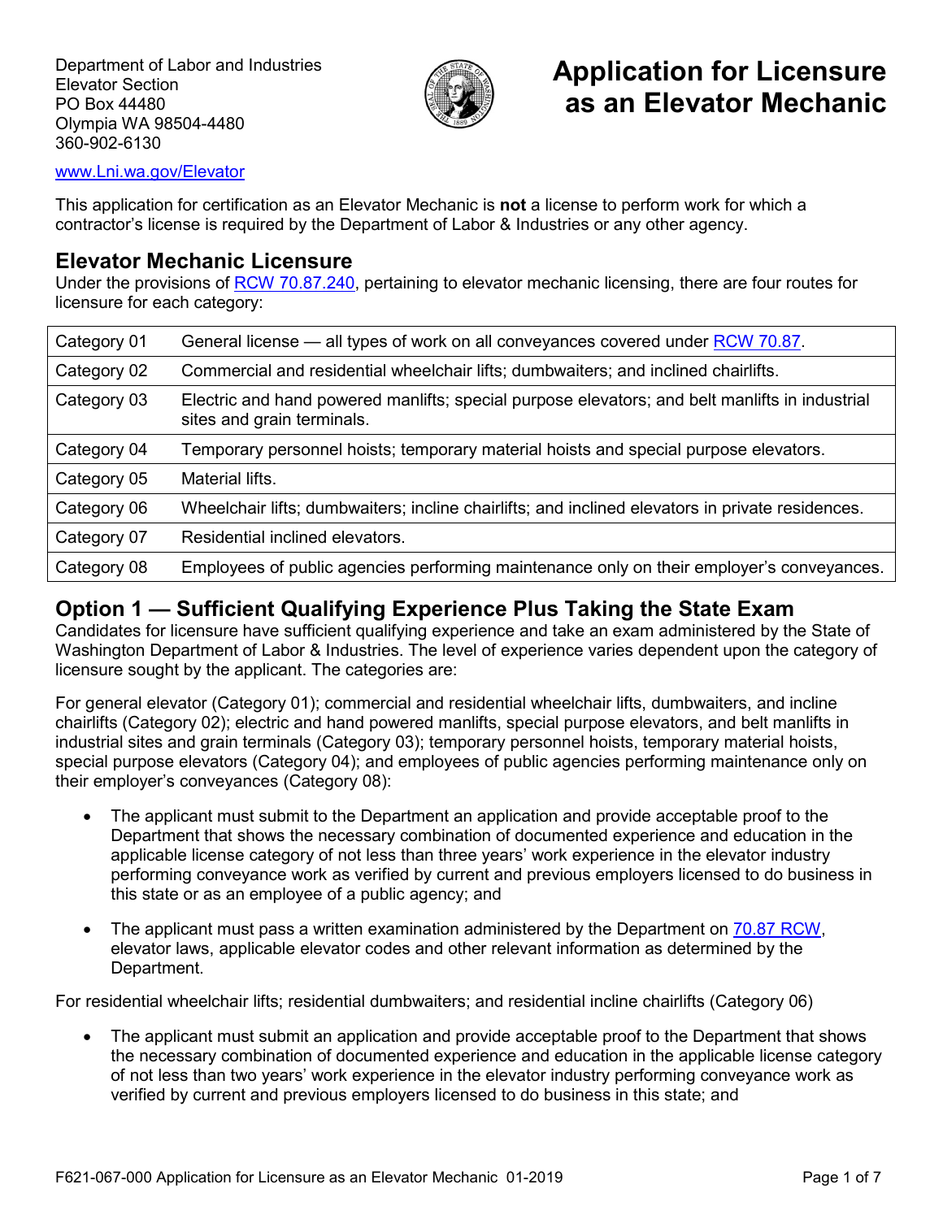Department of Labor and Industries
Elevator Section
PO Box 44480
Olympia WA 98504-4480
360-902-6130

www.Lni.wa.gov/Elevator

# Application for Licensure as an Elevator Mechanic

This application for certification as an Elevator Mechanic is **not** a license to perform work for which a contractor's license is required by the Department of Labor & Industries or any other agency.

## Elevator Mechanic Licensure

Under the provisions of RCW 70.87.240, pertaining to elevator mechanic licensing, there are four routes for licensure for each category:

| | |
|---|---|
| Category 01 | General license — all types of work on all conveyances covered under RCW 70.87. |
| Category 02 | Commercial and residential wheelchair lifts; dumbwaiters; and inclined chairlifts. |
| Category 03 | Electric and hand powered manlifts; special purpose elevators; and belt manlifts in industrial sites and grain terminals. |
| Category 04 | Temporary personnel hoists; temporary material hoists and special purpose elevators. |
| Category 05 | Material lifts. |
| Category 06 | Wheelchair lifts; dumbwaiters; incline chairlifts; and inclined elevators in private residences. |
| Category 07 | Residential inclined elevators. |
| Category 08 | Employees of public agencies performing maintenance only on their employer's conveyances. |

## Option 1 — Sufficient Qualifying Experience Plus Taking the State Exam

Candidates for licensure have sufficient qualifying experience and take an exam administered by the State of Washington Department of Labor & Industries. The level of experience varies dependent upon the category of licensure sought by the applicant. The categories are:

For general elevator (Category 01); commercial and residential wheelchair lifts, dumbwaiters, and incline chairlifts (Category 02); electric and hand powered manlifts, special purpose elevators, and belt manlifts in industrial sites and grain terminals (Category 03); temporary personnel hoists, temporary material hoists, special purpose elevators (Category 04); and employees of public agencies performing maintenance only on their employer's conveyances (Category 08):

- The applicant must submit to the Department an application and provide acceptable proof to the Department that shows the necessary combination of documented experience and education in the applicable license category of not less than three years' work experience in the elevator industry performing conveyance work as verified by current and previous employers licensed to do business in this state or as an employee of a public agency; and
- The applicant must pass a written examination administered by the Department on 70.87 RCW, elevator laws, applicable elevator codes and other relevant information as determined by the Department.

For residential wheelchair lifts; residential dumbwaiters; and residential incline chairlifts (Category 06)

- The applicant must submit an application and provide acceptable proof to the Department that shows the necessary combination of documented experience and education in the applicable license category of not less than two years' work experience in the elevator industry performing conveyance work as verified by current and previous employers licensed to do business in this state; and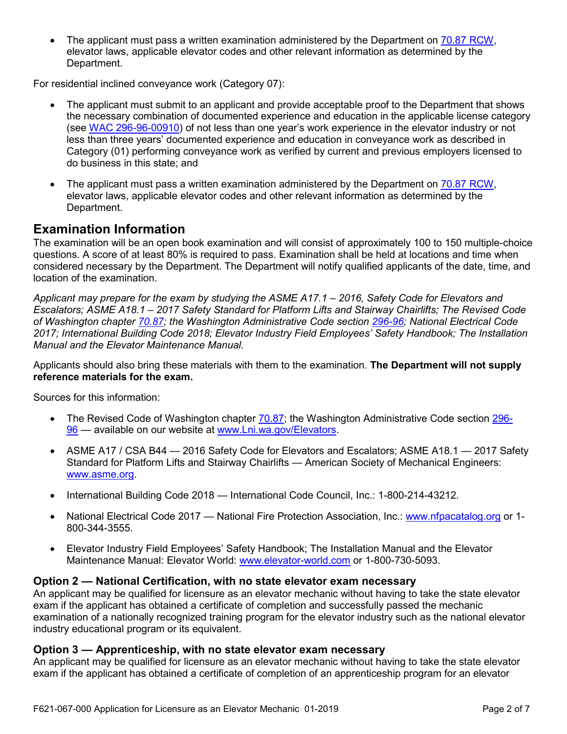- The applicant must pass a written examination administered by the Department on [70.87 RCW](), elevator laws, applicable elevator codes and other relevant information as determined by the Department.

For residential inclined conveyance work (Category 07):

- The applicant must submit to an applicant and provide acceptable proof to the Department that shows the necessary combination of documented experience and education in the applicable license category (see [WAC 296-96-00910]()) of not less than one year's work experience in the elevator industry or not less than three years' documented experience and education in conveyance work as described in Category (01) performing conveyance work as verified by current and previous employers licensed to do business in this state; and

- The applicant must pass a written examination administered by the Department on [70.87 RCW](), elevator laws, applicable elevator codes and other relevant information as determined by the Department.

## Examination Information

The examination will be an open book examination and will consist of approximately 100 to 150 multiple-choice questions. A score of at least 80% is required to pass. Examination shall be held at locations and time when considered necessary by the Department. The Department will notify qualified applicants of the date, time, and location of the examination.

*Applicant may prepare for the exam by studying the ASME A17.1 – 2016, Safety Code for Elevators and Escalators; ASME A18.1 – 2017 Safety Standard for Platform Lifts and Stairway Chairlifts; The Revised Code of Washington chapter [70.87](); the Washington Administrative Code section [296-96](); National Electrical Code 2017; International Building Code 2018; Elevator Industry Field Employees' Safety Handbook; The Installation Manual and the Elevator Maintenance Manual.*

Applicants should also bring these materials with them to the examination. **The Department will not supply reference materials for the exam.**

Sources for this information:

- The Revised Code of Washington chapter [70.87](); the Washington Administrative Code section [296-96]() — available on our website at [www.Lni.wa.gov/Elevators]().

- ASME A17 / CSA B44 — 2016 Safety Code for Elevators and Escalators; ASME A18.1 — 2017 Safety Standard for Platform Lifts and Stairway Chairlifts — American Society of Mechanical Engineers: [www.asme.org]().

- International Building Code 2018 — International Code Council, Inc.: 1-800-214-43212.

- National Electrical Code 2017 — National Fire Protection Association, Inc.: [www.nfpacatalog.org]() or 1-800-344-3555.

- Elevator Industry Field Employees' Safety Handbook; The Installation Manual and the Elevator Maintenance Manual: Elevator World: [www.elevator-world.com]() or 1-800-730-5093.

### Option 2 — National Certification, with no state elevator exam necessary

An applicant may be qualified for licensure as an elevator mechanic without having to take the state elevator exam if the applicant has obtained a certificate of completion and successfully passed the mechanic examination of a nationally recognized training program for the elevator industry such as the national elevator industry educational program or its equivalent.

### Option 3 — Apprenticeship, with no state elevator exam necessary

An applicant may be qualified for licensure as an elevator mechanic without having to take the state elevator exam if the applicant has obtained a certificate of completion of an apprenticeship program for an elevator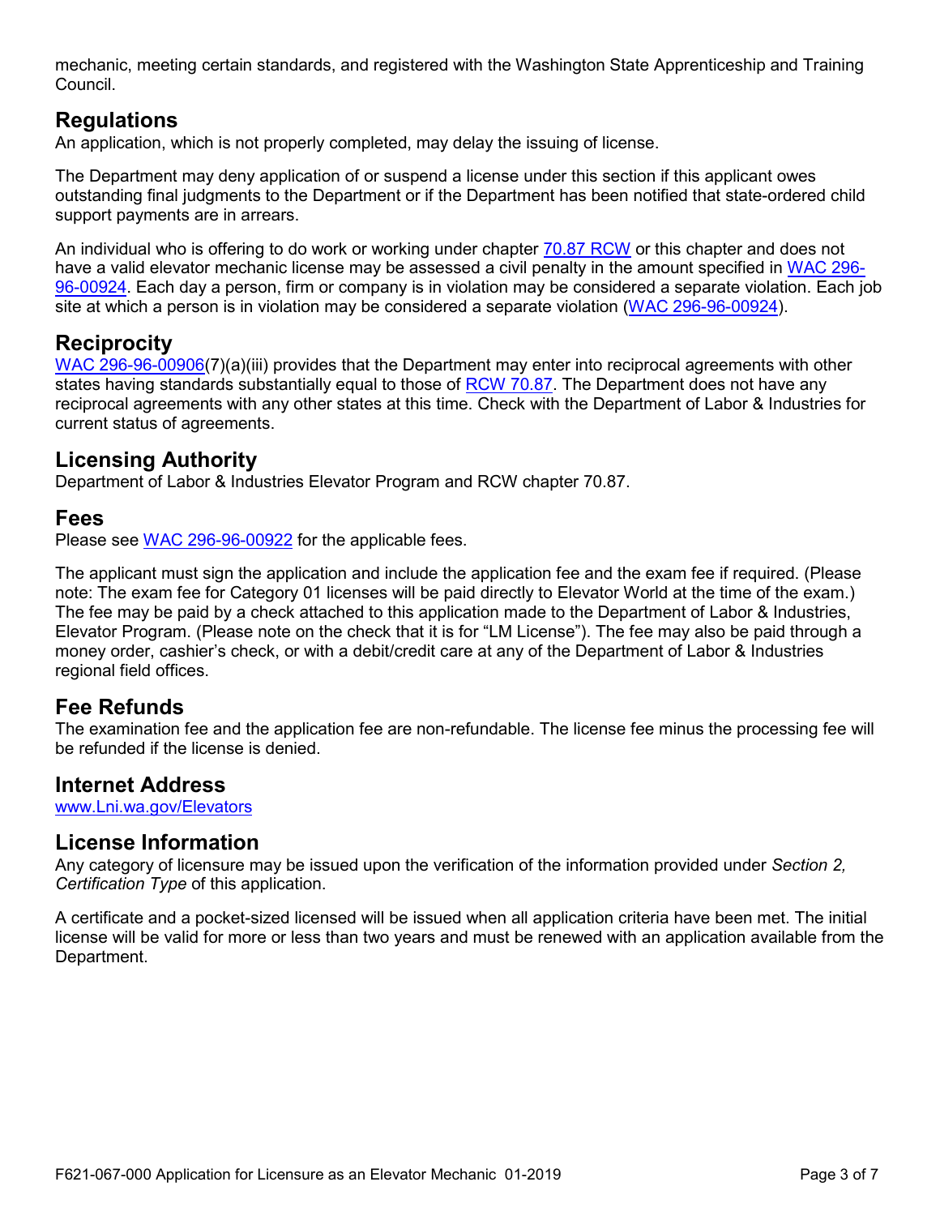mechanic, meeting certain standards, and registered with the Washington State Apprenticeship and Training Council.

## Regulations

An application, which is not properly completed, may delay the issuing of license.

The Department may deny application of or suspend a license under this section if this applicant owes outstanding final judgments to the Department or if the Department has been notified that state-ordered child support payments are in arrears.

An individual who is offering to do work or working under chapter 70.87 RCW or this chapter and does not have a valid elevator mechanic license may be assessed a civil penalty in the amount specified in WAC 296-96-00924. Each day a person, firm or company is in violation may be considered a separate violation. Each job site at which a person is in violation may be considered a separate violation (WAC 296-96-00924).

## Reciprocity

WAC 296-96-00906(7)(a)(iii) provides that the Department may enter into reciprocal agreements with other states having standards substantially equal to those of RCW 70.87. The Department does not have any reciprocal agreements with any other states at this time. Check with the Department of Labor & Industries for current status of agreements.

## Licensing Authority

Department of Labor & Industries Elevator Program and RCW chapter 70.87.

## Fees

Please see WAC 296-96-00922 for the applicable fees.

The applicant must sign the application and include the application fee and the exam fee if required. (Please note: The exam fee for Category 01 licenses will be paid directly to Elevator World at the time of the exam.) The fee may be paid by a check attached to this application made to the Department of Labor & Industries, Elevator Program. (Please note on the check that it is for "LM License"). The fee may also be paid through a money order, cashier's check, or with a debit/credit care at any of the Department of Labor & Industries regional field offices.

## Fee Refunds

The examination fee and the application fee are non-refundable. The license fee minus the processing fee will be refunded if the license is denied.

## Internet Address

www.Lni.wa.gov/Elevators

## License Information

Any category of licensure may be issued upon the verification of the information provided under *Section 2, Certification Type* of this application.

A certificate and a pocket-sized licensed will be issued when all application criteria have been met. The initial license will be valid for more or less than two years and must be renewed with an application available from the Department.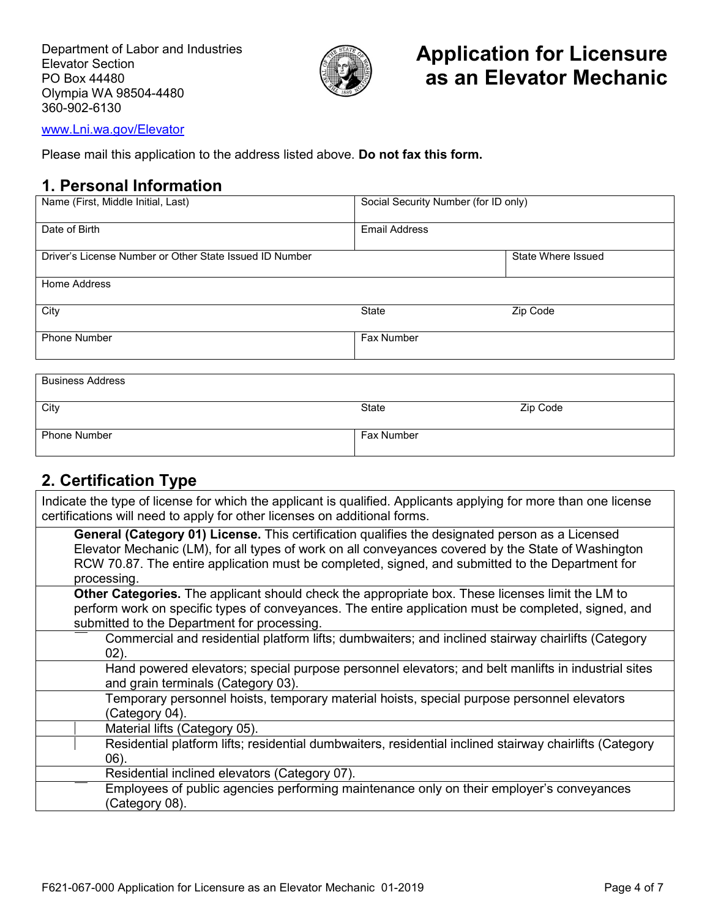Department of Labor and Industries
Elevator Section
PO Box 44480
Olympia WA 98504-4480
360-902-6130

# Application for Licensure as an Elevator Mechanic

www.Lni.wa.gov/Elevator

Please mail this application to the address listed above. **Do not fax this form.**

## 1. Personal Information

| Name (First, Middle Initial, Last) | Social Security Number (for ID only) | |
|---|---|---|
| Date of Birth | Email Address | |
| Driver's License Number or Other State Issued ID Number | | State Where Issued |
| Home Address | | |
| City | State | Zip Code |
| Phone Number | Fax Number | |

| Business Address | | |
|---|---|---|
| City | State | Zip Code |
| Phone Number | Fax Number | |

## 2. Certification Type

Indicate the type of license for which the applicant is qualified. Applicants applying for more than one license certifications will need to apply for other licenses on additional forms.

**General (Category 01) License.** This certification qualifies the designated person as a Licensed Elevator Mechanic (LM), for all types of work on all conveyances covered by the State of Washington RCW 70.87. The entire application must be completed, signed, and submitted to the Department for processing.

**Other Categories.** The applicant should check the appropriate box. These licenses limit the LM to perform work on specific types of conveyances. The entire application must be completed, signed, and submitted to the Department for processing.

- Commercial and residential platform lifts; dumbwaiters; and inclined stairway chairlifts (Category 02).
- Hand powered elevators; special purpose personnel elevators; and belt manlifts in industrial sites and grain terminals (Category 03).
- Temporary personnel hoists, temporary material hoists, special purpose personnel elevators (Category 04).
- Material lifts (Category 05).
- Residential platform lifts; residential dumbwaiters, residential inclined stairway chairlifts (Category 06).
- Residential inclined elevators (Category 07).
- Employees of public agencies performing maintenance only on their employer's conveyances (Category 08).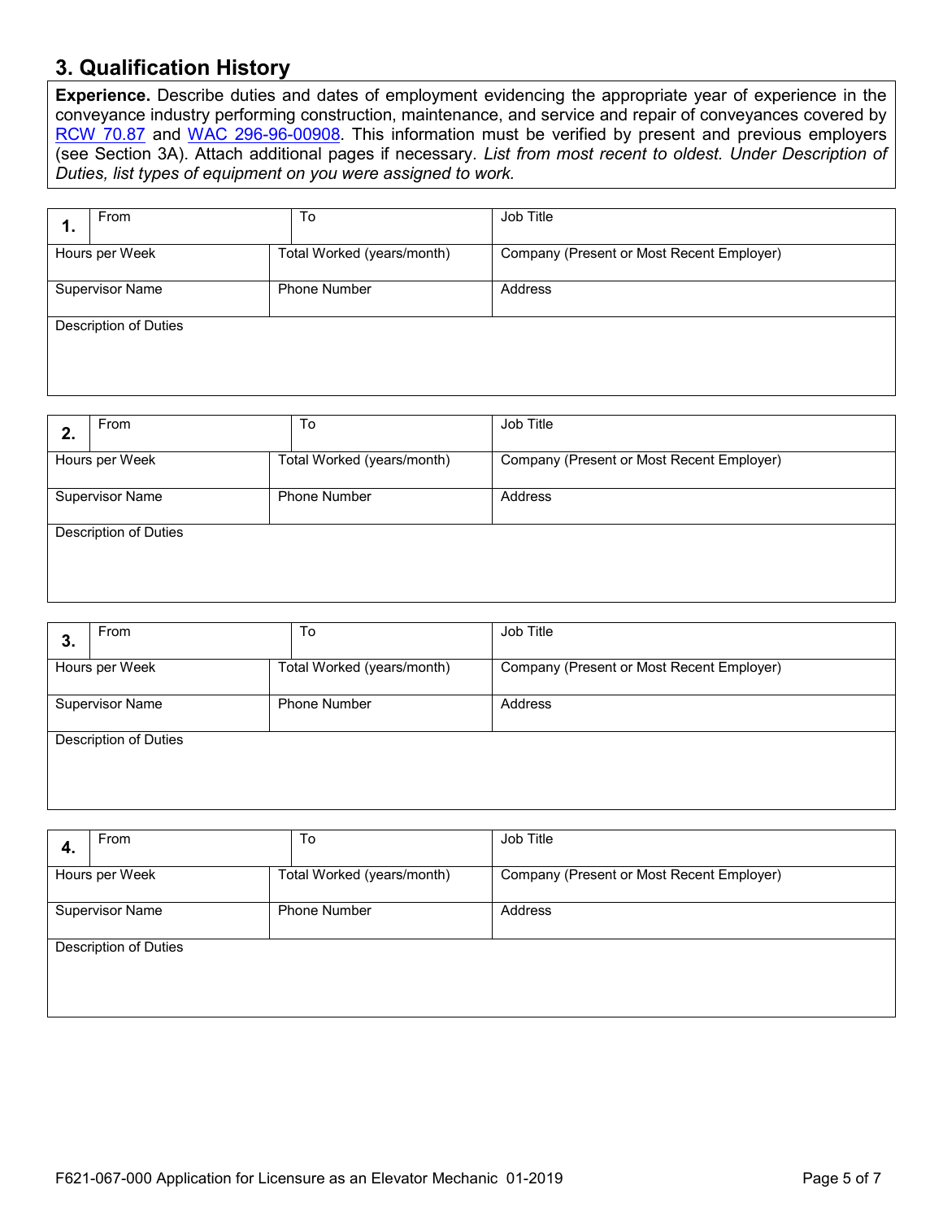## 3. Qualification History

**Experience.** Describe duties and dates of employment evidencing the appropriate year of experience in the conveyance industry performing construction, maintenance, and service and repair of conveyances covered by RCW 70.87 and WAC 296-96-00908. This information must be verified by present and previous employers (see Section 3A). Attach additional pages if necessary. *List from most recent to oldest. Under Description of Duties, list types of equipment on you were assigned to work.*

| **1.** From | To | Job Title |
|---|---|---|
| Hours per Week | Total Worked (years/month) | Company (Present or Most Recent Employer) |
| Supervisor Name | Phone Number | Address |
| Description of Duties | | |

| **2.** From | To | Job Title |
|---|---|---|
| Hours per Week | Total Worked (years/month) | Company (Present or Most Recent Employer) |
| Supervisor Name | Phone Number | Address |
| Description of Duties | | |

| **3.** From | To | Job Title |
|---|---|---|
| Hours per Week | Total Worked (years/month) | Company (Present or Most Recent Employer) |
| Supervisor Name | Phone Number | Address |
| Description of Duties | | |

| **4.** From | To | Job Title |
|---|---|---|
| Hours per Week | Total Worked (years/month) | Company (Present or Most Recent Employer) |
| Supervisor Name | Phone Number | Address |
| Description of Duties | | |

F621-067-000 Application for Licensure as an Elevator Mechanic 01-2019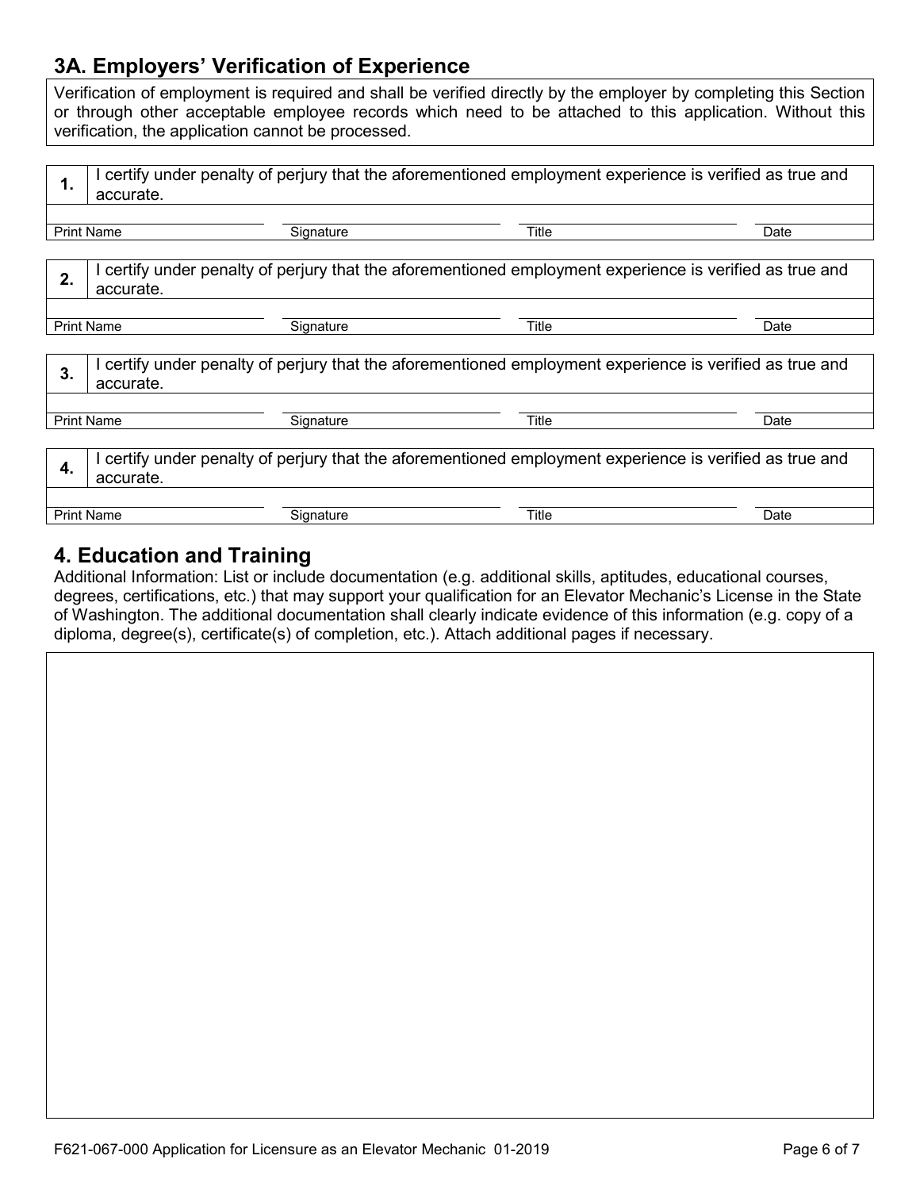## 3A. Employers' Verification of Experience

Verification of employment is required and shall be verified directly by the employer by completing this Section or through other acceptable employee records which need to be attached to this application. Without this verification, the application cannot be processed.

| | |
|---|---|
| **1.** | I certify under penalty of perjury that the aforementioned employment experience is verified as true and accurate. |

| Print Name | Signature | Title | Date |
|---|---|---|---|
| | | | |

| | |
|---|---|
| **2.** | I certify under penalty of perjury that the aforementioned employment experience is verified as true and accurate. |

| Print Name | Signature | Title | Date |
|---|---|---|---|
| | | | |

| | |
|---|---|
| **3.** | I certify under penalty of perjury that the aforementioned employment experience is verified as true and accurate. |

| Print Name | Signature | Title | Date |
|---|---|---|---|
| | | | |

| | |
|---|---|
| **4.** | I certify under penalty of perjury that the aforementioned employment experience is verified as true and accurate. |

| Print Name | Signature | Title | Date |
|---|---|---|---|
| | | | |

## 4. Education and Training

Additional Information: List or include documentation (e.g. additional skills, aptitudes, educational courses, degrees, certifications, etc.) that may support your qualification for an Elevator Mechanic's License in the State of Washington. The additional documentation shall clearly indicate evidence of this information (e.g. copy of a diploma, degree(s), certificate(s) of completion, etc.). Attach additional pages if necessary.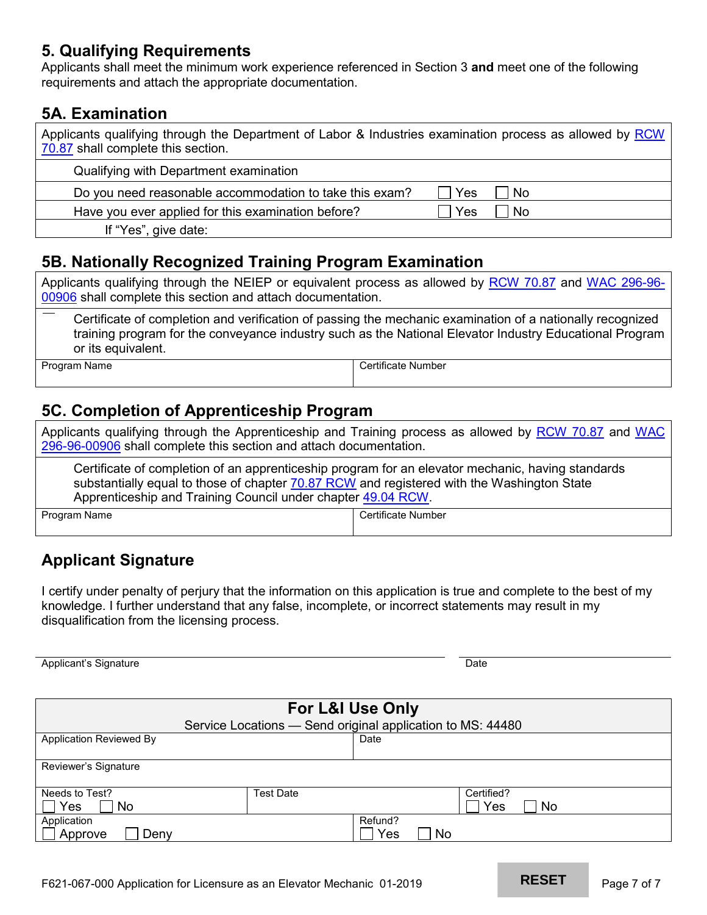## 5. Qualifying Requirements

Applicants shall meet the minimum work experience referenced in Section 3 **and** meet one of the following requirements and attach the appropriate documentation.

### 5A. Examination

Applicants qualifying through the Department of Labor & Industries examination process as allowed by RCW 70.87 shall complete this section.

Qualifying with Department examination

| | | |
|---|---|---|
| Do you need reasonable accommodation to take this exam? | ☐ Yes | ☐ No |
| Have you ever applied for this examination before? | ☐ Yes | ☐ No |
| If "Yes", give date: | | |

### 5B. Nationally Recognized Training Program Examination

Applicants qualifying through the NEIEP or equivalent process as allowed by RCW 70.87 and WAC 296-96-00906 shall complete this section and attach documentation.

___ Certificate of completion and verification of passing the mechanic examination of a nationally recognized training program for the conveyance industry such as the National Elevator Industry Educational Program or its equivalent.

| Program Name | Certificate Number |
|---|---|
| | |

### 5C. Completion of Apprenticeship Program

Applicants qualifying through the Apprenticeship and Training process as allowed by RCW 70.87 and WAC 296-96-00906 shall complete this section and attach documentation.

Certificate of completion of an apprenticeship program for an elevator mechanic, having standards substantially equal to those of chapter 70.87 RCW and registered with the Washington State Apprenticeship and Training Council under chapter 49.04 RCW.

| Program Name | Certificate Number |
|---|---|
| | |

## Applicant Signature

I certify under penalty of perjury that the information on this application is true and complete to the best of my knowledge. I further understand that any false, incomplete, or incorrect statements may result in my disqualification from the licensing process.

Applicant's Signature ______________________ Date ____________

| For L&I Use Only<br>Service Locations — Send original application to MS: 44480 | | |
|---|---|---|
| Application Reviewed By | Date | |
| Reviewer's Signature | | |
| Needs to Test?<br>☐ Yes ☐ No | Test Date | Certified?<br>☐ Yes ☐ No |
| Application<br>☐ Approve ☐ Deny | Refund?<br>☐ Yes ☐ No | |

F621-067-000 Application for Licensure as an Elevator Mechanic 01-2019

RESET